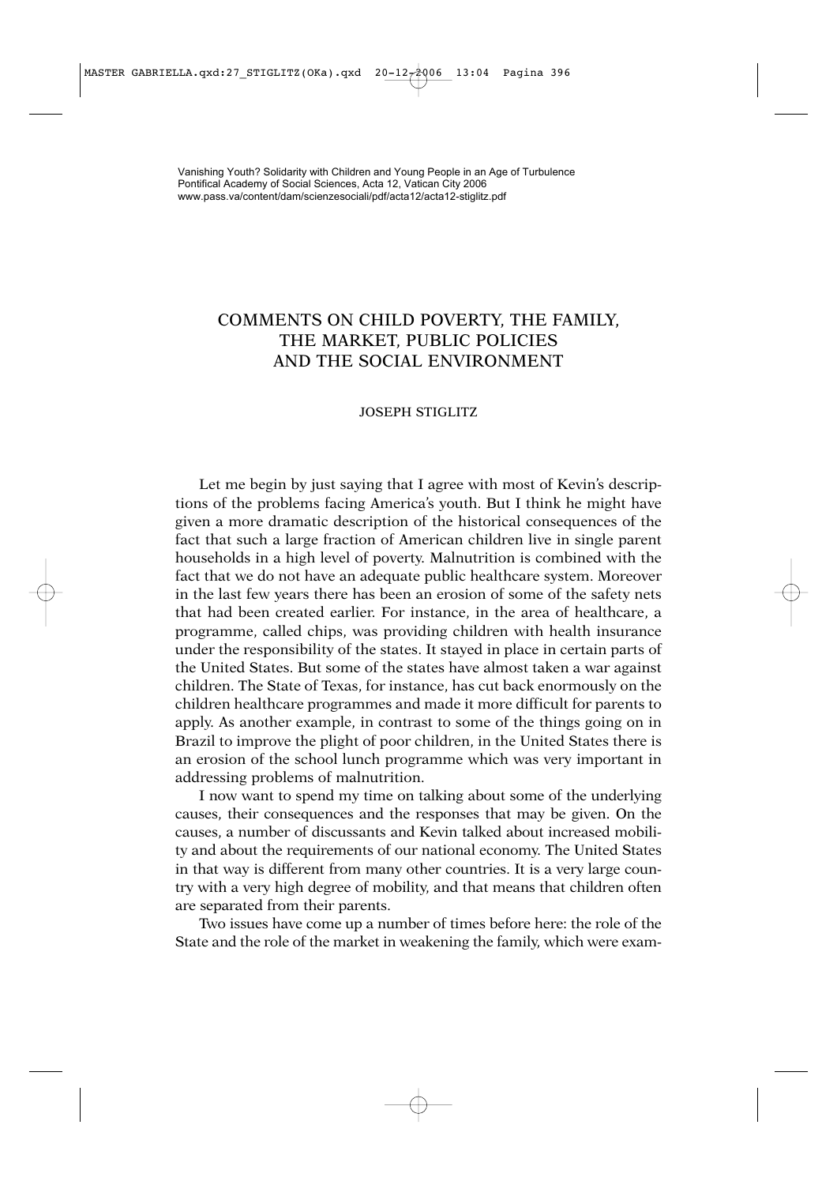Vanishing Youth? Solidarity with Children and Young People in an Age of Turbulence
Pontifical Academy of Social Sciences, Acta 12, Vatican City 2006
www.pass.va/content/dam/scienzesociali/pdf/acta12/acta12-stiglitz.pdf

# COMMENTS ON CHILD POVERTY, THE FAMILY, THE MARKET, PUBLIC POLICIES AND THE SOCIAL ENVIRONMENT

JOSEPH STIGLITZ

Let me begin by just saying that I agree with most of Kevin's descriptions of the problems facing America's youth. But I think he might have given a more dramatic description of the historical consequences of the fact that such a large fraction of American children live in single parent households in a high level of poverty. Malnutrition is combined with the fact that we do not have an adequate public healthcare system. Moreover in the last few years there has been an erosion of some of the safety nets that had been created earlier. For instance, in the area of healthcare, a programme, called chips, was providing children with health insurance under the responsibility of the states. It stayed in place in certain parts of the United States. But some of the states have almost taken a war against children. The State of Texas, for instance, has cut back enormously on the children healthcare programmes and made it more difficult for parents to apply. As another example, in contrast to some of the things going on in Brazil to improve the plight of poor children, in the United States there is an erosion of the school lunch programme which was very important in addressing problems of malnutrition.

I now want to spend my time on talking about some of the underlying causes, their consequences and the responses that may be given. On the causes, a number of discussants and Kevin talked about increased mobility and about the requirements of our national economy. The United States in that way is different from many other countries. It is a very large country with a very high degree of mobility, and that means that children often are separated from their parents.

Two issues have come up a number of times before here: the role of the State and the role of the market in weakening the family, which were exam-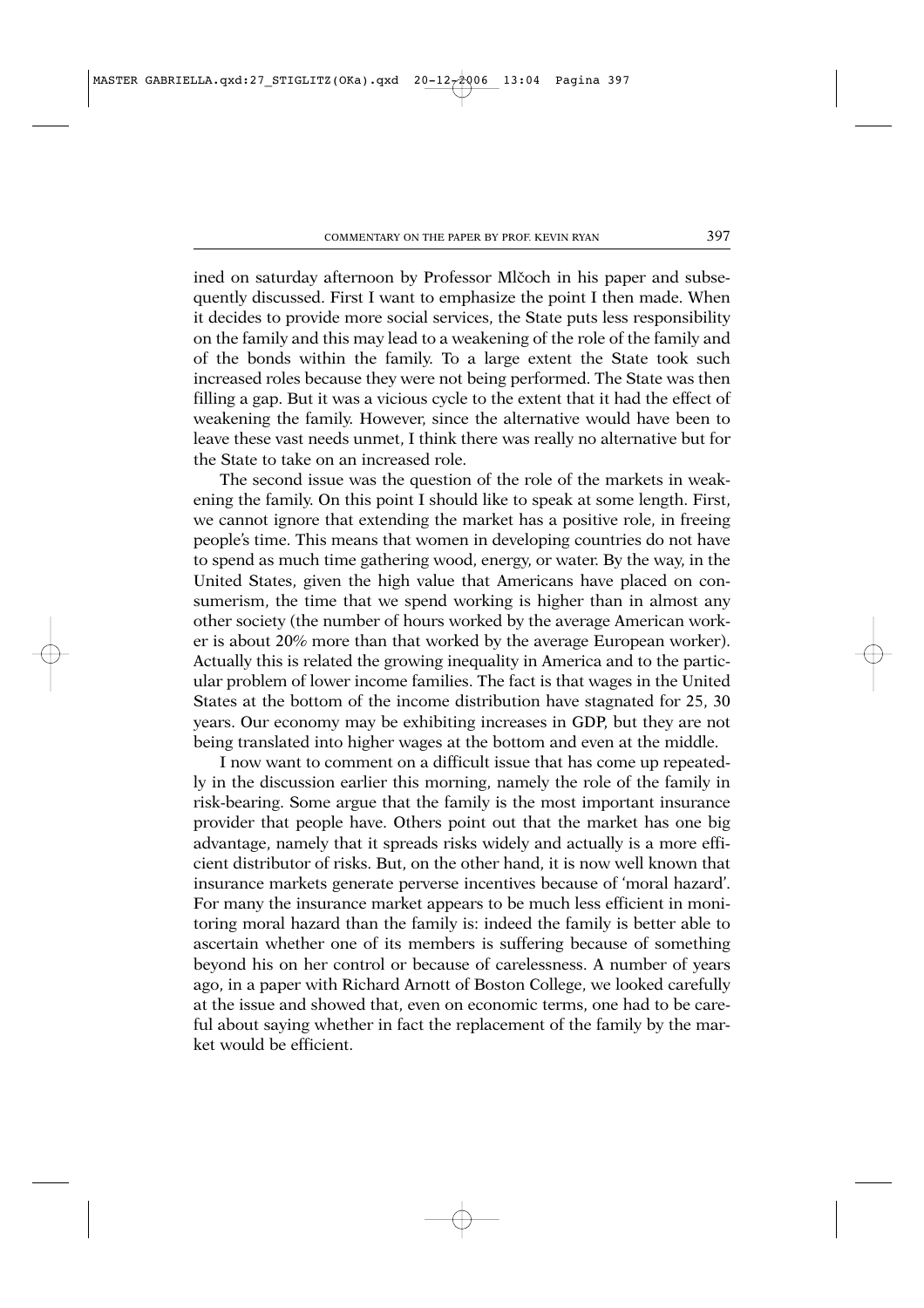ined on saturday afternoon by Professor Mlčoch in his paper and subsequently discussed. First I want to emphasize the point I then made. When it decides to provide more social services, the State puts less responsibility on the family and this may lead to a weakening of the role of the family and of the bonds within the family. To a large extent the State took such increased roles because they were not being performed. The State was then filling a gap. But it was a vicious cycle to the extent that it had the effect of weakening the family. However, since the alternative would have been to leave these vast needs unmet, I think there was really no alternative but for the State to take on an increased role.

The second issue was the question of the role of the markets in weakening the family. On this point I should like to speak at some length. First, we cannot ignore that extending the market has a positive role, in freeing people's time. This means that women in developing countries do not have to spend as much time gathering wood, energy, or water. By the way, in the United States, given the high value that Americans have placed on consumerism, the time that we spend working is higher than in almost any other society (the number of hours worked by the average American worker is about 20% more than that worked by the average European worker). Actually this is related the growing inequality in America and to the particular problem of lower income families. The fact is that wages in the United States at the bottom of the income distribution have stagnated for 25, 30 years. Our economy may be exhibiting increases in GDP, but they are not being translated into higher wages at the bottom and even at the middle.

I now want to comment on a difficult issue that has come up repeatedly in the discussion earlier this morning, namely the role of the family in risk-bearing. Some argue that the family is the most important insurance provider that people have. Others point out that the market has one big advantage, namely that it spreads risks widely and actually is a more efficient distributor of risks. But, on the other hand, it is now well known that insurance markets generate perverse incentives because of 'moral hazard'. For many the insurance market appears to be much less efficient in monitoring moral hazard than the family is: indeed the family is better able to ascertain whether one of its members is suffering because of something beyond his on her control or because of carelessness. A number of years ago, in a paper with Richard Arnott of Boston College, we looked carefully at the issue and showed that, even on economic terms, one had to be careful about saying whether in fact the replacement of the family by the market would be efficient.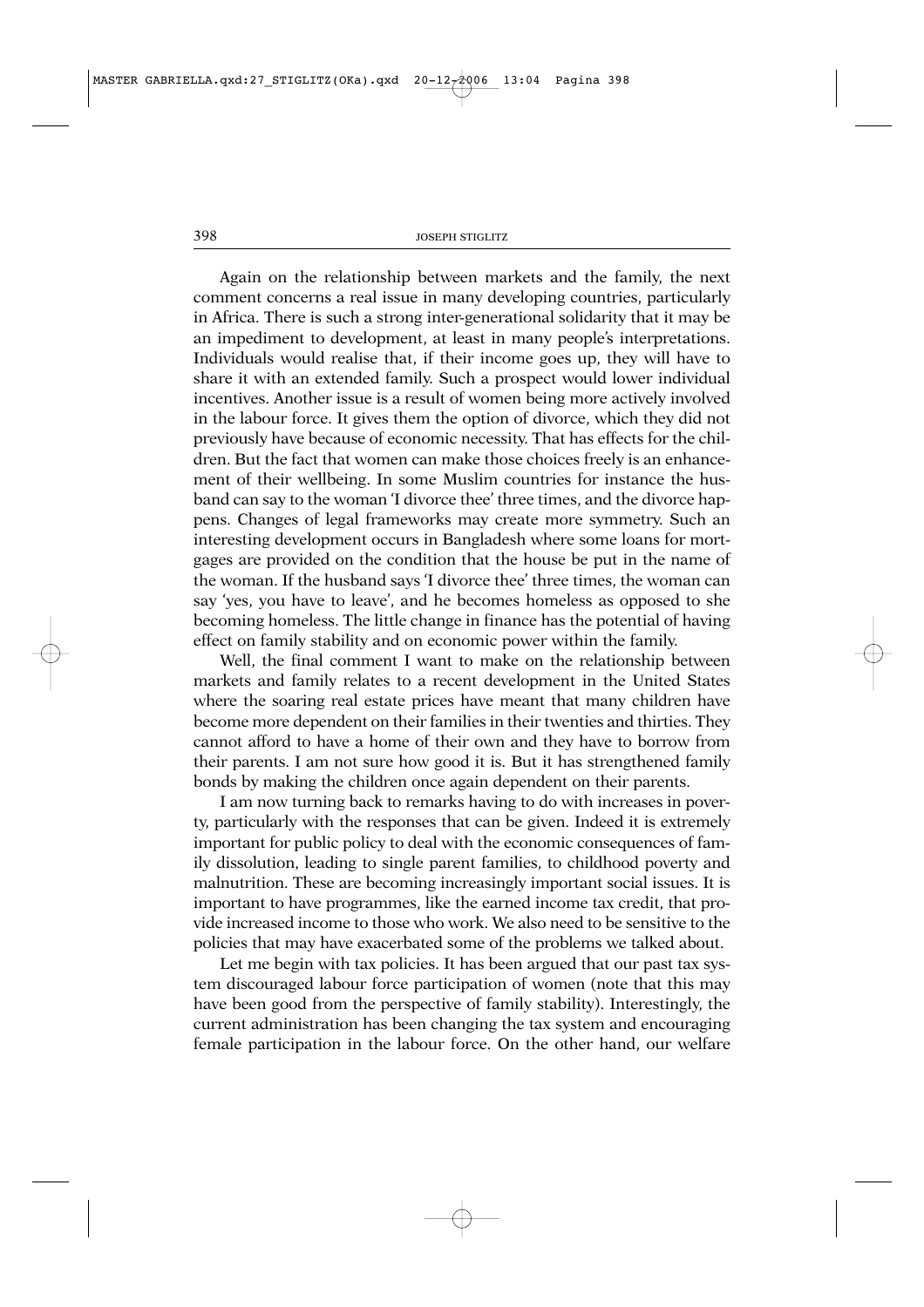Again on the relationship between markets and the family, the next comment concerns a real issue in many developing countries, particularly in Africa. There is such a strong inter-generational solidarity that it may be an impediment to development, at least in many people's interpretations. Individuals would realise that, if their income goes up, they will have to share it with an extended family. Such a prospect would lower individual incentives. Another issue is a result of women being more actively involved in the labour force. It gives them the option of divorce, which they did not previously have because of economic necessity. That has effects for the children. But the fact that women can make those choices freely is an enhancement of their wellbeing. In some Muslim countries for instance the husband can say to the woman 'I divorce thee' three times, and the divorce happens. Changes of legal frameworks may create more symmetry. Such an interesting development occurs in Bangladesh where some loans for mortgages are provided on the condition that the house be put in the name of the woman. If the husband says 'I divorce thee' three times, the woman can say 'yes, you have to leave', and he becomes homeless as opposed to she becoming homeless. The little change in finance has the potential of having effect on family stability and on economic power within the family.

Well, the final comment I want to make on the relationship between markets and family relates to a recent development in the United States where the soaring real estate prices have meant that many children have become more dependent on their families in their twenties and thirties. They cannot afford to have a home of their own and they have to borrow from their parents. I am not sure how good it is. But it has strengthened family bonds by making the children once again dependent on their parents.

I am now turning back to remarks having to do with increases in poverty, particularly with the responses that can be given. Indeed it is extremely important for public policy to deal with the economic consequences of family dissolution, leading to single parent families, to childhood poverty and malnutrition. These are becoming increasingly important social issues. It is important to have programmes, like the earned income tax credit, that provide increased income to those who work. We also need to be sensitive to the policies that may have exacerbated some of the problems we talked about.

Let me begin with tax policies. It has been argued that our past tax system discouraged labour force participation of women (note that this may have been good from the perspective of family stability). Interestingly, the current administration has been changing the tax system and encouraging female participation in the labour force. On the other hand, our welfare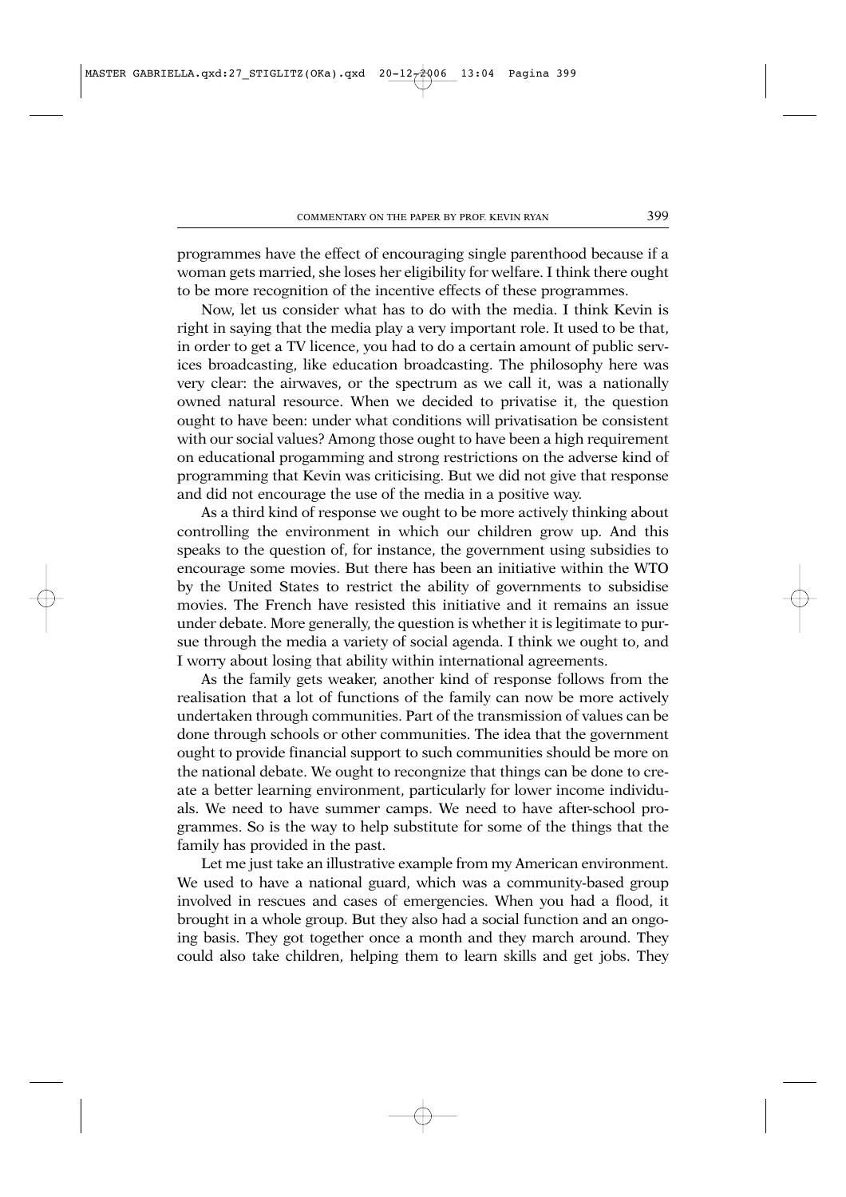programmes have the effect of encouraging single parenthood because if a woman gets married, she loses her eligibility for welfare. I think there ought to be more recognition of the incentive effects of these programmes.

Now, let us consider what has to do with the media. I think Kevin is right in saying that the media play a very important role. It used to be that, in order to get a TV licence, you had to do a certain amount of public services broadcasting, like education broadcasting. The philosophy here was very clear: the airwaves, or the spectrum as we call it, was a nationally owned natural resource. When we decided to privatise it, the question ought to have been: under what conditions will privatisation be consistent with our social values? Among those ought to have been a high requirement on educational progamming and strong restrictions on the adverse kind of programming that Kevin was criticising. But we did not give that response and did not encourage the use of the media in a positive way.

As a third kind of response we ought to be more actively thinking about controlling the environment in which our children grow up. And this speaks to the question of, for instance, the government using subsidies to encourage some movies. But there has been an initiative within the WTO by the United States to restrict the ability of governments to subsidise movies. The French have resisted this initiative and it remains an issue under debate. More generally, the question is whether it is legitimate to pursue through the media a variety of social agenda. I think we ought to, and I worry about losing that ability within international agreements.

As the family gets weaker, another kind of response follows from the realisation that a lot of functions of the family can now be more actively undertaken through communities. Part of the transmission of values can be done through schools or other communities. The idea that the government ought to provide financial support to such communities should be more on the national debate. We ought to recongnize that things can be done to create a better learning environment, particularly for lower income individuals. We need to have summer camps. We need to have after-school programmes. So is the way to help substitute for some of the things that the family has provided in the past.

Let me just take an illustrative example from my American environment. We used to have a national guard, which was a community-based group involved in rescues and cases of emergencies. When you had a flood, it brought in a whole group. But they also had a social function and an ongoing basis. They got together once a month and they march around. They could also take children, helping them to learn skills and get jobs. They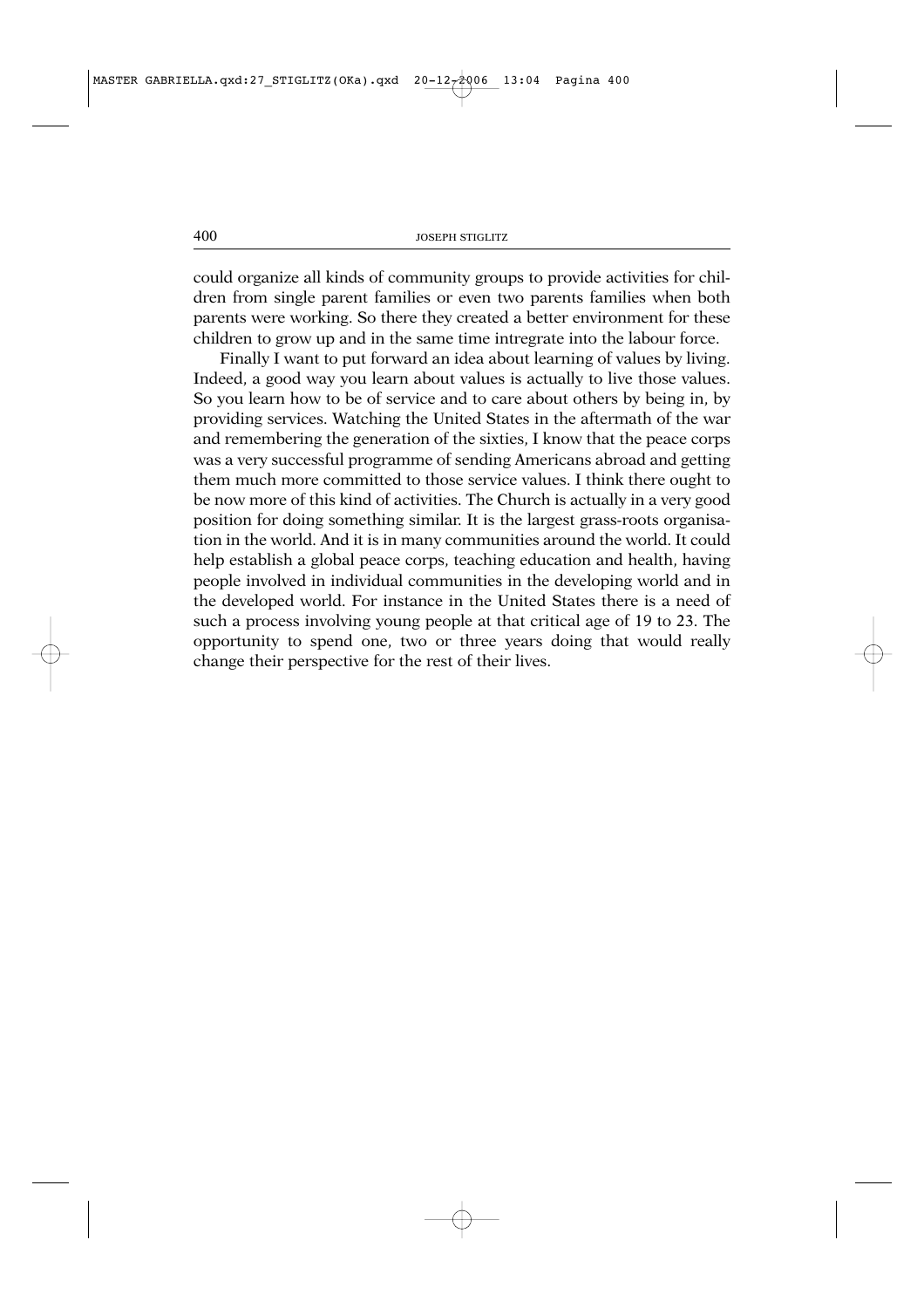could organize all kinds of community groups to provide activities for children from single parent families or even two parents families when both parents were working. So there they created a better environment for these children to grow up and in the same time intregrate into the labour force.

Finally I want to put forward an idea about learning of values by living. Indeed, a good way you learn about values is actually to live those values. So you learn how to be of service and to care about others by being in, by providing services. Watching the United States in the aftermath of the war and remembering the generation of the sixties, I know that the peace corps was a very successful programme of sending Americans abroad and getting them much more committed to those service values. I think there ought to be now more of this kind of activities. The Church is actually in a very good position for doing something similar. It is the largest grass-roots organisation in the world. And it is in many communities around the world. It could help establish a global peace corps, teaching education and health, having people involved in individual communities in the developing world and in the developed world. For instance in the United States there is a need of such a process involving young people at that critical age of 19 to 23. The opportunity to spend one, two or three years doing that would really change their perspective for the rest of their lives.